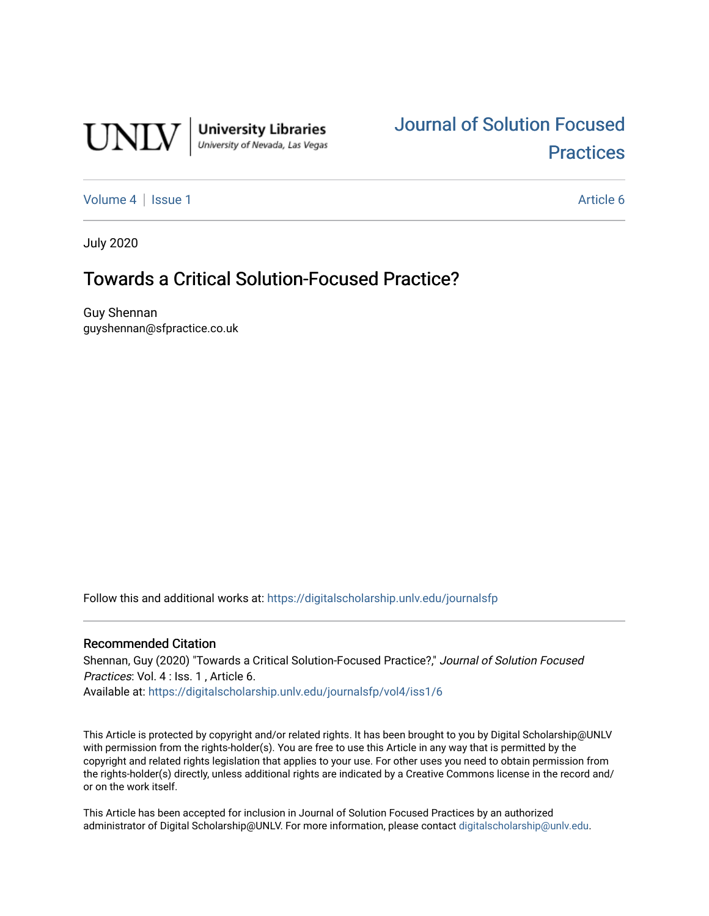UNLV | University Libraries
University of Nevada, Las Vegas

# Journal of Solution Focused Practices

Volume 4 | Issue 1 | Article 6

July 2020

## Towards a Critical Solution-Focused Practice?

Guy Shennan
guyshennan@sfpractice.co.uk

Follow this and additional works at: https://digitalscholarship.unlv.edu/journalsfp

### Recommended Citation

Shennan, Guy (2020) "Towards a Critical Solution-Focused Practice?," *Journal of Solution Focused Practices*: Vol. 4 : Iss. 1 , Article 6.
Available at: https://digitalscholarship.unlv.edu/journalsfp/vol4/iss1/6

This Article is protected by copyright and/or related rights. It has been brought to you by Digital Scholarship@UNLV with permission from the rights-holder(s). You are free to use this Article in any way that is permitted by the copyright and related rights legislation that applies to your use. For other uses you need to obtain permission from the rights-holder(s) directly, unless additional rights are indicated by a Creative Commons license in the record and/or on the work itself.

This Article has been accepted for inclusion in Journal of Solution Focused Practices by an authorized administrator of Digital Scholarship@UNLV. For more information, please contact digitalscholarship@unlv.edu.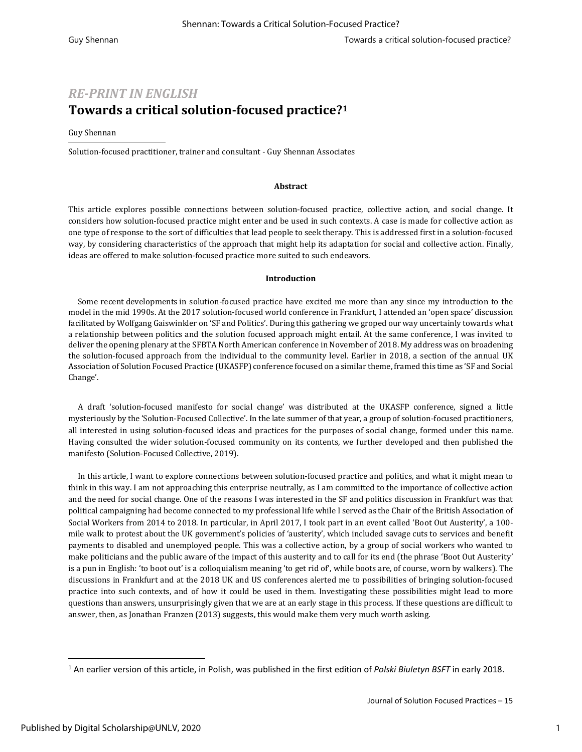*RE-PRINT IN ENGLISH*

# Towards a critical solution-focused practice?[1]

Guy Shennan

Solution-focused practitioner, trainer and consultant - Guy Shennan Associates

### Abstract

This article explores possible connections between solution-focused practice, collective action, and social change. It considers how solution-focused practice might enter and be used in such contexts. A case is made for collective action as one type of response to the sort of difficulties that lead people to seek therapy. This is addressed first in a solution-focused way, by considering characteristics of the approach that might help its adaptation for social and collective action. Finally, ideas are offered to make solution-focused practice more suited to such endeavors.

### Introduction

Some recent developments in solution-focused practice have excited me more than any since my introduction to the model in the mid 1990s. At the 2017 solution-focused world conference in Frankfurt, I attended an 'open space' discussion facilitated by Wolfgang Gaiswinkler on 'SF and Politics'. During this gathering we groped our way uncertainly towards what a relationship between politics and the solution focused approach might entail. At the same conference, I was invited to deliver the opening plenary at the SFBTA North American conference in November of 2018. My address was on broadening the solution-focused approach from the individual to the community level. Earlier in 2018, a section of the annual UK Association of Solution Focused Practice (UKASFP) conference focused on a similar theme, framed this time as 'SF and Social Change'.

A draft 'solution-focused manifesto for social change' was distributed at the UKASFP conference, signed a little mysteriously by the 'Solution-Focused Collective'. In the late summer of that year, a group of solution-focused practitioners, all interested in using solution-focused ideas and practices for the purposes of social change, formed under this name. Having consulted the wider solution-focused community on its contents, we further developed and then published the manifesto (Solution-Focused Collective, 2019).

In this article, I want to explore connections between solution-focused practice and politics, and what it might mean to think in this way. I am not approaching this enterprise neutrally, as I am committed to the importance of collective action and the need for social change. One of the reasons I was interested in the SF and politics discussion in Frankfurt was that political campaigning had become connected to my professional life while I served as the Chair of the British Association of Social Workers from 2014 to 2018. In particular, in April 2017, I took part in an event called 'Boot Out Austerity', a 100-mile walk to protest about the UK government's policies of 'austerity', which included savage cuts to services and benefit payments to disabled and unemployed people. This was a collective action, by a group of social workers who wanted to make politicians and the public aware of the impact of this austerity and to call for its end (the phrase 'Boot Out Austerity' is a pun in English: 'to boot out' is a colloquialism meaning 'to get rid of', while boots are, of course, worn by walkers). The discussions in Frankfurt and at the 2018 UK and US conferences alerted me to possibilities of bringing solution-focused practice into such contexts, and of how it could be used in them. Investigating these possibilities might lead to more questions than answers, unsurprisingly given that we are at an early stage in this process. If these questions are difficult to answer, then, as Jonathan Franzen (2013) suggests, this would make them very much worth asking.

---

[1] An earlier version of this article, in Polish, was published in the first edition of *Polski Biuletyn BSFT* in early 2018.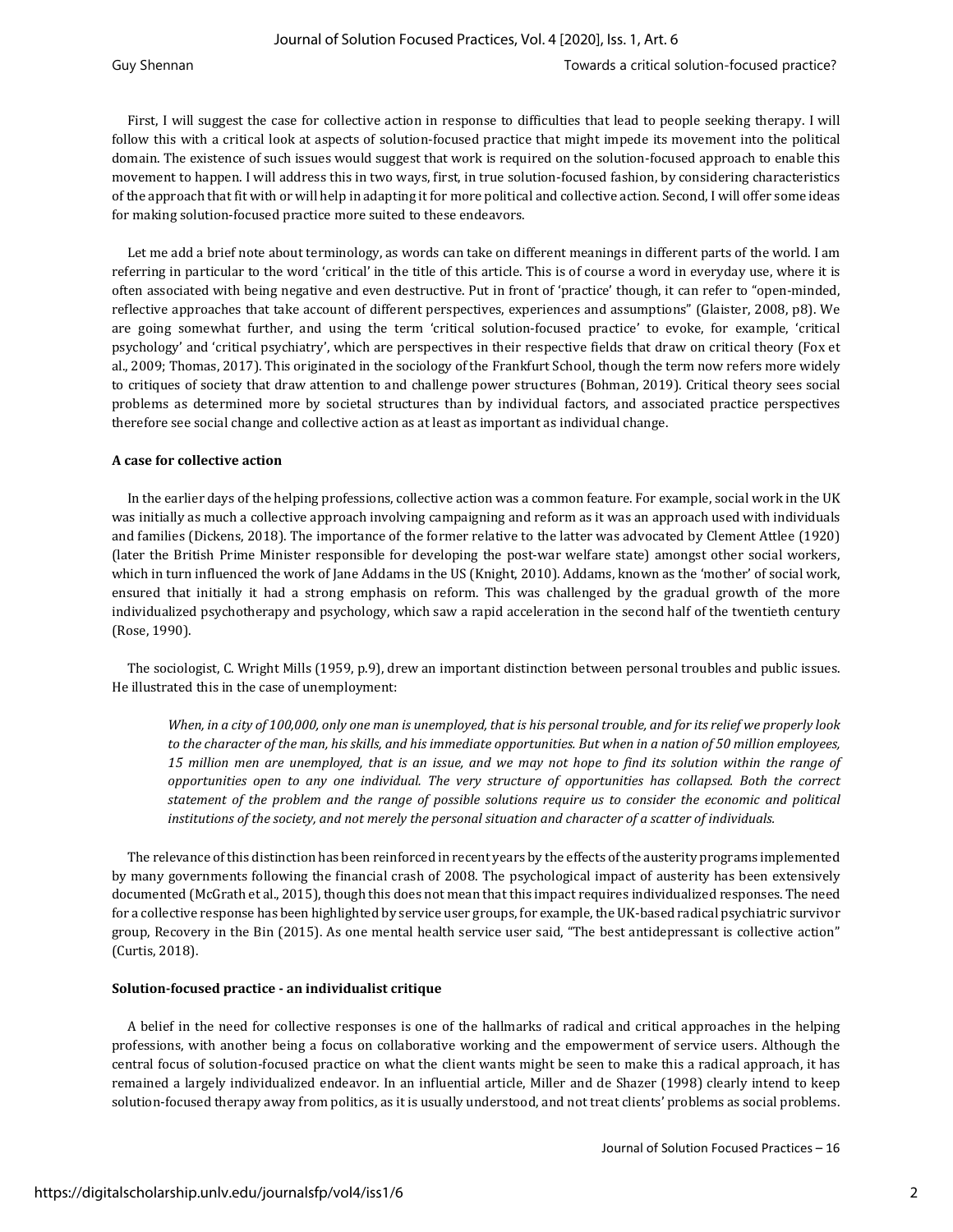First, I will suggest the case for collective action in response to difficulties that lead to people seeking therapy. I will follow this with a critical look at aspects of solution-focused practice that might impede its movement into the political domain. The existence of such issues would suggest that work is required on the solution-focused approach to enable this movement to happen. I will address this in two ways, first, in true solution-focused fashion, by considering characteristics of the approach that fit with or will help in adapting it for more political and collective action. Second, I will offer some ideas for making solution-focused practice more suited to these endeavors.

Let me add a brief note about terminology, as words can take on different meanings in different parts of the world. I am referring in particular to the word 'critical' in the title of this article. This is of course a word in everyday use, where it is often associated with being negative and even destructive. Put in front of 'practice' though, it can refer to "open-minded, reflective approaches that take account of different perspectives, experiences and assumptions" (Glaister, 2008, p8). We are going somewhat further, and using the term 'critical solution-focused practice' to evoke, for example, 'critical psychology' and 'critical psychiatry', which are perspectives in their respective fields that draw on critical theory (Fox et al., 2009; Thomas, 2017). This originated in the sociology of the Frankfurt School, though the term now refers more widely to critiques of society that draw attention to and challenge power structures (Bohman, 2019). Critical theory sees social problems as determined more by societal structures than by individual factors, and associated practice perspectives therefore see social change and collective action as at least as important as individual change.

**A case for collective action**

In the earlier days of the helping professions, collective action was a common feature. For example, social work in the UK was initially as much a collective approach involving campaigning and reform as it was an approach used with individuals and families (Dickens, 2018). The importance of the former relative to the latter was advocated by Clement Attlee (1920) (later the British Prime Minister responsible for developing the post-war welfare state) amongst other social workers, which in turn influenced the work of Jane Addams in the US (Knight, 2010). Addams, known as the 'mother' of social work, ensured that initially it had a strong emphasis on reform. This was challenged by the gradual growth of the more individualized psychotherapy and psychology, which saw a rapid acceleration in the second half of the twentieth century (Rose, 1990).

The sociologist, C. Wright Mills (1959, p.9), drew an important distinction between personal troubles and public issues. He illustrated this in the case of unemployment:

> *When, in a city of 100,000, only one man is unemployed, that is his personal trouble, and for its relief we properly look to the character of the man, his skills, and his immediate opportunities. But when in a nation of 50 million employees, 15 million men are unemployed, that is an issue, and we may not hope to find its solution within the range of opportunities open to any one individual. The very structure of opportunities has collapsed. Both the correct statement of the problem and the range of possible solutions require us to consider the economic and political institutions of the society, and not merely the personal situation and character of a scatter of individuals.*

The relevance of this distinction has been reinforced in recent years by the effects of the austerity programs implemented by many governments following the financial crash of 2008. The psychological impact of austerity has been extensively documented (McGrath et al., 2015), though this does not mean that this impact requires individualized responses. The need for a collective response has been highlighted by service user groups, for example, the UK-based radical psychiatric survivor group, Recovery in the Bin (2015). As one mental health service user said, "The best antidepressant is collective action" (Curtis, 2018).

**Solution-focused practice - an individualist critique**

A belief in the need for collective responses is one of the hallmarks of radical and critical approaches in the helping professions, with another being a focus on collaborative working and the empowerment of service users. Although the central focus of solution-focused practice on what the client wants might be seen to make this a radical approach, it has remained a largely individualized endeavor. In an influential article, Miller and de Shazer (1998) clearly intend to keep solution-focused therapy away from politics, as it is usually understood, and not treat clients' problems as social problems.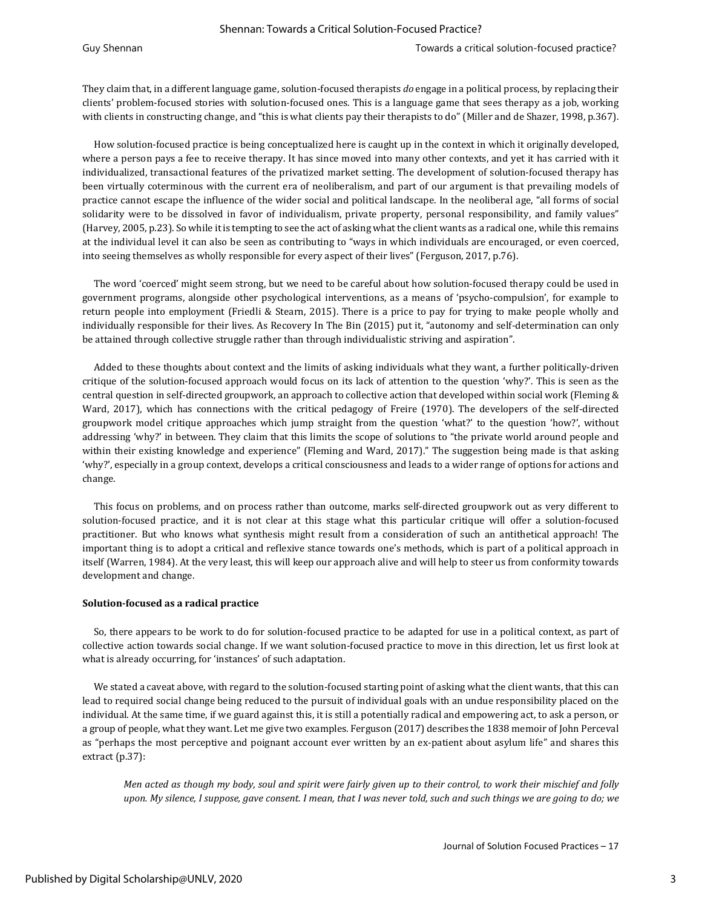They claim that, in a different language game, solution-focused therapists *do* engage in a political process, by replacing their clients' problem-focused stories with solution-focused ones. This is a language game that sees therapy as a job, working with clients in constructing change, and "this is what clients pay their therapists to do" (Miller and de Shazer, 1998, p.367).

How solution-focused practice is being conceptualized here is caught up in the context in which it originally developed, where a person pays a fee to receive therapy. It has since moved into many other contexts, and yet it has carried with it individualized, transactional features of the privatized market setting. The development of solution-focused therapy has been virtually coterminous with the current era of neoliberalism, and part of our argument is that prevailing models of practice cannot escape the influence of the wider social and political landscape. In the neoliberal age, "all forms of social solidarity were to be dissolved in favor of individualism, private property, personal responsibility, and family values" (Harvey, 2005, p.23). So while it is tempting to see the act of asking what the client wants as a radical one, while this remains at the individual level it can also be seen as contributing to "ways in which individuals are encouraged, or even coerced, into seeing themselves as wholly responsible for every aspect of their lives" (Ferguson, 2017, p.76).

The word 'coerced' might seem strong, but we need to be careful about how solution-focused therapy could be used in government programs, alongside other psychological interventions, as a means of 'psycho-compulsion', for example to return people into employment (Friedli & Stearn, 2015). There is a price to pay for trying to make people wholly and individually responsible for their lives. As Recovery In The Bin (2015) put it, "autonomy and self-determination can only be attained through collective struggle rather than through individualistic striving and aspiration".

Added to these thoughts about context and the limits of asking individuals what they want, a further politically-driven critique of the solution-focused approach would focus on its lack of attention to the question 'why?'. This is seen as the central question in self-directed groupwork, an approach to collective action that developed within social work (Fleming & Ward, 2017), which has connections with the critical pedagogy of Freire (1970). The developers of the self-directed groupwork model critique approaches which jump straight from the question 'what?' to the question 'how?', without addressing 'why?' in between. They claim that this limits the scope of solutions to "the private world around people and within their existing knowledge and experience" (Fleming and Ward, 2017)." The suggestion being made is that asking 'why?', especially in a group context, develops a critical consciousness and leads to a wider range of options for actions and change.

This focus on problems, and on process rather than outcome, marks self-directed groupwork out as very different to solution-focused practice, and it is not clear at this stage what this particular critique will offer a solution-focused practitioner. But who knows what synthesis might result from a consideration of such an antithetical approach! The important thing is to adopt a critical and reflexive stance towards one's methods, which is part of a political approach in itself (Warren, 1984). At the very least, this will keep our approach alive and will help to steer us from conformity towards development and change.

**Solution-focused as a radical practice**

So, there appears to be work to do for solution-focused practice to be adapted for use in a political context, as part of collective action towards social change. If we want solution-focused practice to move in this direction, let us first look at what is already occurring, for 'instances' of such adaptation.

We stated a caveat above, with regard to the solution-focused starting point of asking what the client wants, that this can lead to required social change being reduced to the pursuit of individual goals with an undue responsibility placed on the individual. At the same time, if we guard against this, it is still a potentially radical and empowering act, to ask a person, or a group of people, what they want. Let me give two examples. Ferguson (2017) describes the 1838 memoir of John Perceval as "perhaps the most perceptive and poignant account ever written by an ex-patient about asylum life" and shares this extract (p.37):

> *Men acted as though my body, soul and spirit were fairly given up to their control, to work their mischief and folly upon. My silence, I suppose, gave consent. I mean, that I was never told, such and such things we are going to do; we*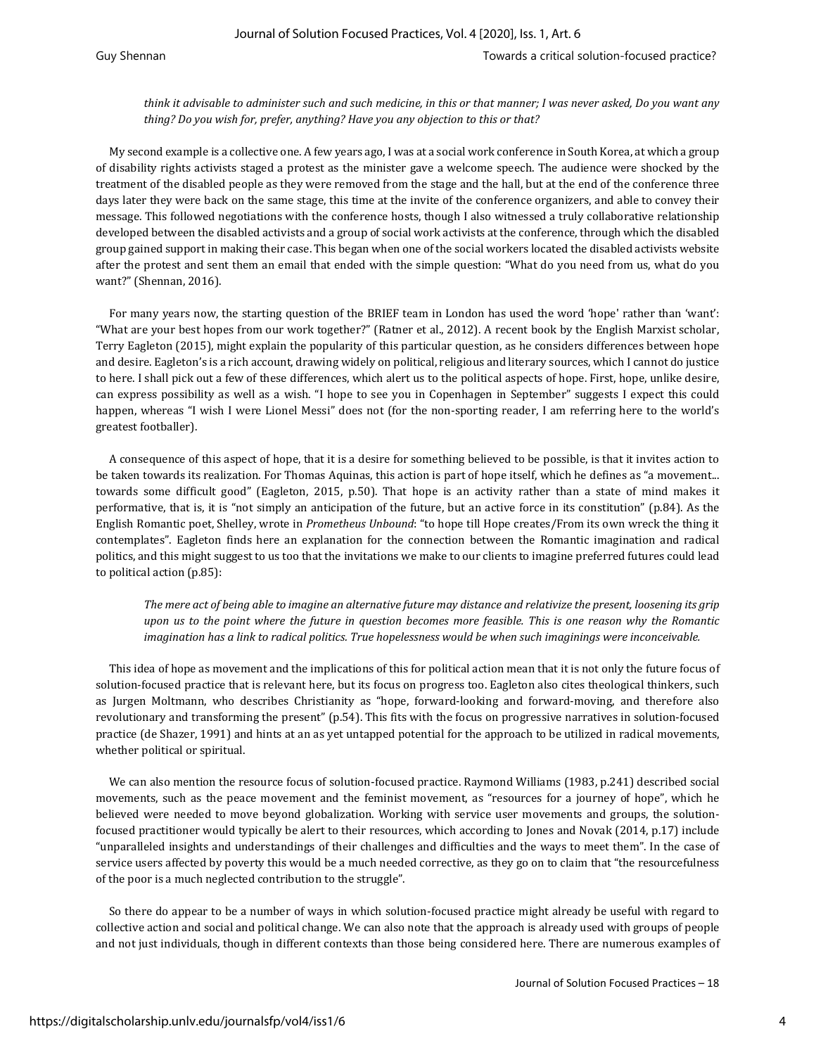> *think it advisable to administer such and such medicine, in this or that manner; I was never asked, Do you want any thing? Do you wish for, prefer, anything? Have you any objection to this or that?*

My second example is a collective one. A few years ago, I was at a social work conference in South Korea, at which a group of disability rights activists staged a protest as the minister gave a welcome speech. The audience were shocked by the treatment of the disabled people as they were removed from the stage and the hall, but at the end of the conference three days later they were back on the same stage, this time at the invite of the conference organizers, and able to convey their message. This followed negotiations with the conference hosts, though I also witnessed a truly collaborative relationship developed between the disabled activists and a group of social work activists at the conference, through which the disabled group gained support in making their case. This began when one of the social workers located the disabled activists website after the protest and sent them an email that ended with the simple question: "What do you need from us, what do you want?" (Shennan, 2016).

For many years now, the starting question of the BRIEF team in London has used the word 'hope' rather than 'want': "What are your best hopes from our work together?" (Ratner et al., 2012). A recent book by the English Marxist scholar, Terry Eagleton (2015), might explain the popularity of this particular question, as he considers differences between hope and desire. Eagleton's is a rich account, drawing widely on political, religious and literary sources, which I cannot do justice to here. I shall pick out a few of these differences, which alert us to the political aspects of hope. First, hope, unlike desire, can express possibility as well as a wish. "I hope to see you in Copenhagen in September" suggests I expect this could happen, whereas "I wish I were Lionel Messi" does not (for the non-sporting reader, I am referring here to the world's greatest footballer).

A consequence of this aspect of hope, that it is a desire for something believed to be possible, is that it invites action to be taken towards its realization. For Thomas Aquinas, this action is part of hope itself, which he defines as "a movement... towards some difficult good" (Eagleton, 2015, p.50). That hope is an activity rather than a state of mind makes it performative, that is, it is "not simply an anticipation of the future, but an active force in its constitution" (p.84). As the English Romantic poet, Shelley, wrote in *Prometheus Unbound*: "to hope till Hope creates/From its own wreck the thing it contemplates". Eagleton finds here an explanation for the connection between the Romantic imagination and radical politics, and this might suggest to us too that the invitations we make to our clients to imagine preferred futures could lead to political action (p.85):

> *The mere act of being able to imagine an alternative future may distance and relativize the present, loosening its grip upon us to the point where the future in question becomes more feasible. This is one reason why the Romantic imagination has a link to radical politics. True hopelessness would be when such imaginings were inconceivable.*

This idea of hope as movement and the implications of this for political action mean that it is not only the future focus of solution-focused practice that is relevant here, but its focus on progress too. Eagleton also cites theological thinkers, such as Jurgen Moltmann, who describes Christianity as "hope, forward-looking and forward-moving, and therefore also revolutionary and transforming the present" (p.54). This fits with the focus on progressive narratives in solution-focused practice (de Shazer, 1991) and hints at an as yet untapped potential for the approach to be utilized in radical movements, whether political or spiritual.

We can also mention the resource focus of solution-focused practice. Raymond Williams (1983, p.241) described social movements, such as the peace movement and the feminist movement, as "resources for a journey of hope", which he believed were needed to move beyond globalization. Working with service user movements and groups, the solution-focused practitioner would typically be alert to their resources, which according to Jones and Novak (2014, p.17) include "unparalleled insights and understandings of their challenges and difficulties and the ways to meet them". In the case of service users affected by poverty this would be a much needed corrective, as they go on to claim that "the resourcefulness of the poor is a much neglected contribution to the struggle".

So there do appear to be a number of ways in which solution-focused practice might already be useful with regard to collective action and social and political change. We can also note that the approach is already used with groups of people and not just individuals, though in different contexts than those being considered here. There are numerous examples of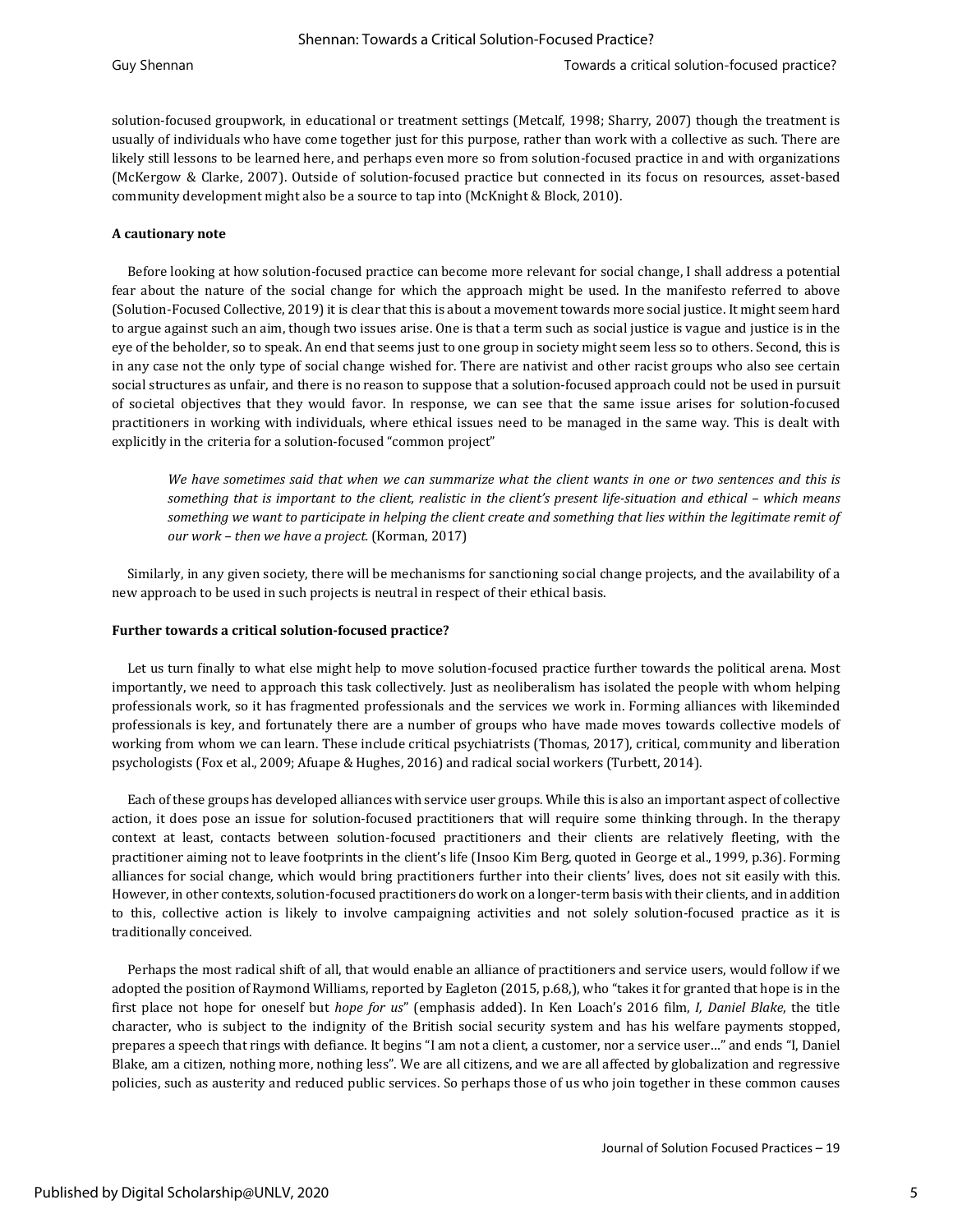solution-focused groupwork, in educational or treatment settings (Metcalf, 1998; Sharry, 2007) though the treatment is usually of individuals who have come together just for this purpose, rather than work with a collective as such. There are likely still lessons to be learned here, and perhaps even more so from solution-focused practice in and with organizations (McKergow & Clarke, 2007). Outside of solution-focused practice but connected in its focus on resources, asset-based community development might also be a source to tap into (McKnight & Block, 2010).

**A cautionary note**

Before looking at how solution-focused practice can become more relevant for social change, I shall address a potential fear about the nature of the social change for which the approach might be used. In the manifesto referred to above (Solution-Focused Collective, 2019) it is clear that this is about a movement towards more social justice. It might seem hard to argue against such an aim, though two issues arise. One is that a term such as social justice is vague and justice is in the eye of the beholder, so to speak. An end that seems just to one group in society might seem less so to others. Second, this is in any case not the only type of social change wished for. There are nativist and other racist groups who also see certain social structures as unfair, and there is no reason to suppose that a solution-focused approach could not be used in pursuit of societal objectives that they would favor. In response, we can see that the same issue arises for solution-focused practitioners in working with individuals, where ethical issues need to be managed in the same way. This is dealt with explicitly in the criteria for a solution-focused "common project"

> *We have sometimes said that when we can summarize what the client wants in one or two sentences and this is something that is important to the client, realistic in the client's present life-situation and ethical – which means something we want to participate in helping the client create and something that lies within the legitimate remit of our work – then we have a project.* (Korman, 2017)

Similarly, in any given society, there will be mechanisms for sanctioning social change projects, and the availability of a new approach to be used in such projects is neutral in respect of their ethical basis.

**Further towards a critical solution-focused practice?**

Let us turn finally to what else might help to move solution-focused practice further towards the political arena. Most importantly, we need to approach this task collectively. Just as neoliberalism has isolated the people with whom helping professionals work, so it has fragmented professionals and the services we work in. Forming alliances with likeminded professionals is key, and fortunately there are a number of groups who have made moves towards collective models of working from whom we can learn. These include critical psychiatrists (Thomas, 2017), critical, community and liberation psychologists (Fox et al., 2009; Afuape & Hughes, 2016) and radical social workers (Turbett, 2014).

Each of these groups has developed alliances with service user groups. While this is also an important aspect of collective action, it does pose an issue for solution-focused practitioners that will require some thinking through. In the therapy context at least, contacts between solution-focused practitioners and their clients are relatively fleeting, with the practitioner aiming not to leave footprints in the client's life (Insoo Kim Berg, quoted in George et al., 1999, p.36). Forming alliances for social change, which would bring practitioners further into their clients' lives, does not sit easily with this. However, in other contexts, solution-focused practitioners do work on a longer-term basis with their clients, and in addition to this, collective action is likely to involve campaigning activities and not solely solution-focused practice as it is traditionally conceived.

Perhaps the most radical shift of all, that would enable an alliance of practitioners and service users, would follow if we adopted the position of Raymond Williams, reported by Eagleton (2015, p.68,), who "takes it for granted that hope is in the first place not hope for oneself but *hope for us*" (emphasis added). In Ken Loach's 2016 film, *I, Daniel Blake*, the title character, who is subject to the indignity of the British social security system and has his welfare payments stopped, prepares a speech that rings with defiance. It begins "I am not a client, a customer, nor a service user…" and ends "I, Daniel Blake, am a citizen, nothing more, nothing less". We are all citizens, and we are all affected by globalization and regressive policies, such as austerity and reduced public services. So perhaps those of us who join together in these common causes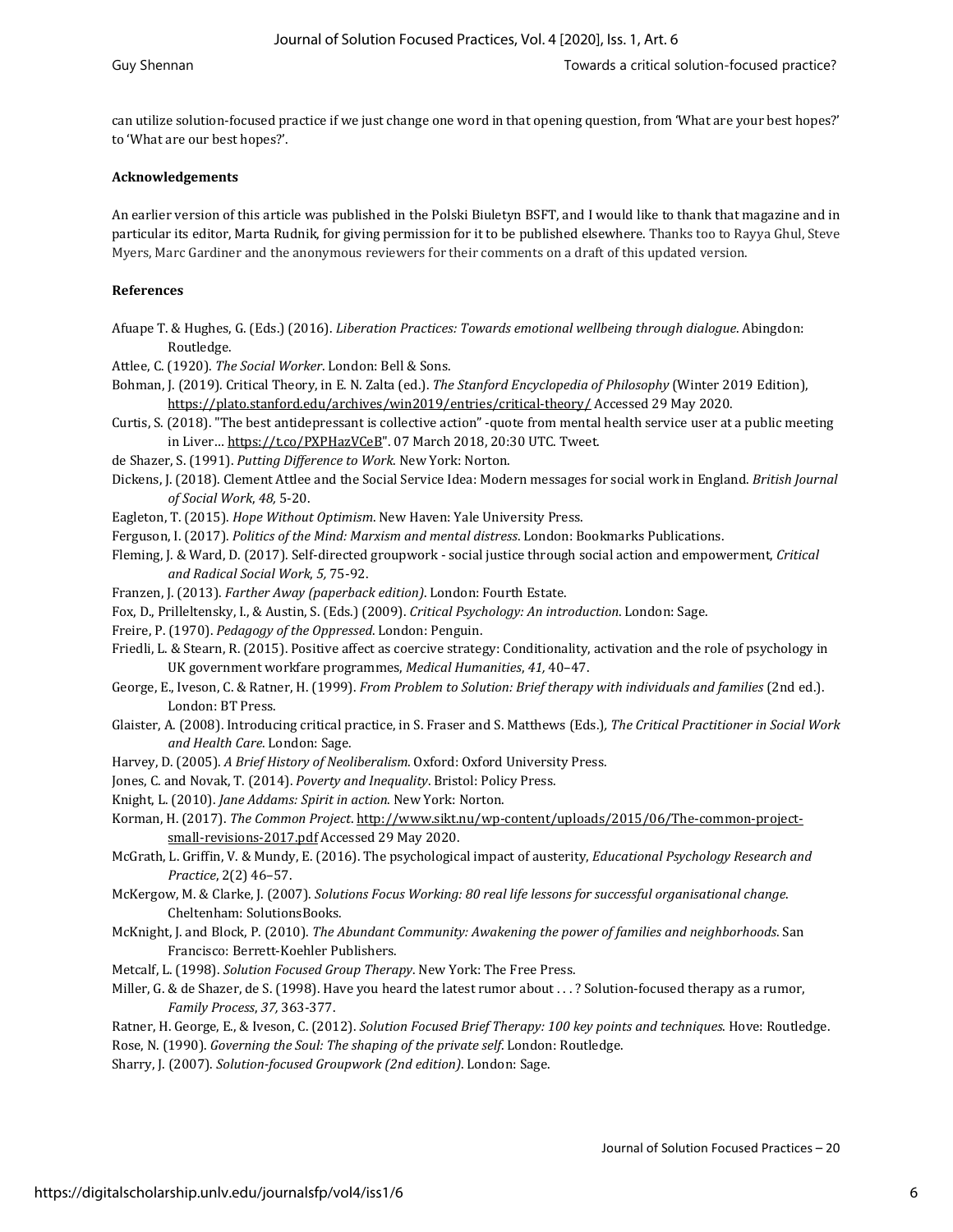can utilize solution-focused practice if we just change one word in that opening question, from 'What are your best hopes?' to 'What are our best hopes?'.

**Acknowledgements**

An earlier version of this article was published in the Polski Biuletyn BSFT, and I would like to thank that magazine and in particular its editor, Marta Rudnik, for giving permission for it to be published elsewhere. Thanks too to Rayya Ghul, Steve Myers, Marc Gardiner and the anonymous reviewers for their comments on a draft of this updated version.

**References**

Afuape T. & Hughes, G. (Eds.) (2016). *Liberation Practices: Towards emotional wellbeing through dialogue*. Abingdon: Routledge.

Attlee, C. (1920). *The Social Worker*. London: Bell & Sons.

Bohman, J. (2019). Critical Theory, in E. N. Zalta (ed.). *The Stanford Encyclopedia of Philosophy* (Winter 2019 Edition), https://plato.stanford.edu/archives/win2019/entries/critical-theory/ Accessed 29 May 2020.

Curtis, S. (2018). "The best antidepressant is collective action" -quote from mental health service user at a public meeting in Liver… https://t.co/PXPHazVCeB". 07 March 2018, 20:30 UTC. Tweet.

de Shazer, S. (1991). *Putting Difference to Work*. New York: Norton.

Dickens, J. (2018). Clement Attlee and the Social Service Idea: Modern messages for social work in England. *British Journal of Social Work*, *48,* 5-20.

Eagleton, T. (2015). *Hope Without Optimism*. New Haven: Yale University Press.

Ferguson, I. (2017). *Politics of the Mind: Marxism and mental distress*. London: Bookmarks Publications.

Fleming, J. & Ward, D. (2017). Self-directed groupwork - social justice through social action and empowerment, *Critical and Radical Social Work, 5,* 75-92.

Franzen, J. (2013). *Farther Away (paperback edition)*. London: Fourth Estate.

Fox, D., Prilleltensky, I., & Austin, S. (Eds.) (2009). *Critical Psychology: An introduction*. London: Sage.

Freire, P. (1970). *Pedagogy of the Oppressed*. London: Penguin.

Friedli, L. & Stearn, R. (2015). Positive affect as coercive strategy: Conditionality, activation and the role of psychology in UK government workfare programmes, *Medical Humanities*, *41,* 40–47.

George, E., Iveson, C. & Ratner, H. (1999). *From Problem to Solution: Brief therapy with individuals and families* (2nd ed.). London: BT Press.

Glaister, A. (2008). Introducing critical practice, in S. Fraser and S. Matthews (Eds.)*, The Critical Practitioner in Social Work and Health Care*. London: Sage.

Harvey, D. (2005). *A Brief History of Neoliberalism*. Oxford: Oxford University Press.

Jones, C. and Novak, T. (2014). *Poverty and Inequality*. Bristol: Policy Press.

Knight, L. (2010). *Jane Addams: Spirit in action*. New York: Norton.

Korman, H. (2017). *The Common Project*. http://www.sikt.nu/wp-content/uploads/2015/06/The-common-project-small-revisions-2017.pdf Accessed 29 May 2020.

McGrath, L. Griffin, V. & Mundy, E. (2016). The psychological impact of austerity, *Educational Psychology Research and Practice*, 2(2) 46–57.

McKergow, M. & Clarke, J. (2007). *Solutions Focus Working: 80 real life lessons for successful organisational change*. Cheltenham: SolutionsBooks.

McKnight, J. and Block, P. (2010). *The Abundant Community: Awakening the power of families and neighborhoods*. San Francisco: Berrett-Koehler Publishers.

Metcalf, L. (1998). *Solution Focused Group Therapy*. New York: The Free Press.

Miller, G. & de Shazer, de S. (1998). Have you heard the latest rumor about . . . ? Solution-focused therapy as a rumor, *Family Process*, *37,* 363-377.

Ratner, H. George, E., & Iveson, C. (2012). *Solution Focused Brief Therapy: 100 key points and techniques*. Hove: Routledge.

Rose, N. (1990). *Governing the Soul: The shaping of the private self*. London: Routledge.

Sharry, J. (2007). *Solution-focused Groupwork (2nd edition)*. London: Sage.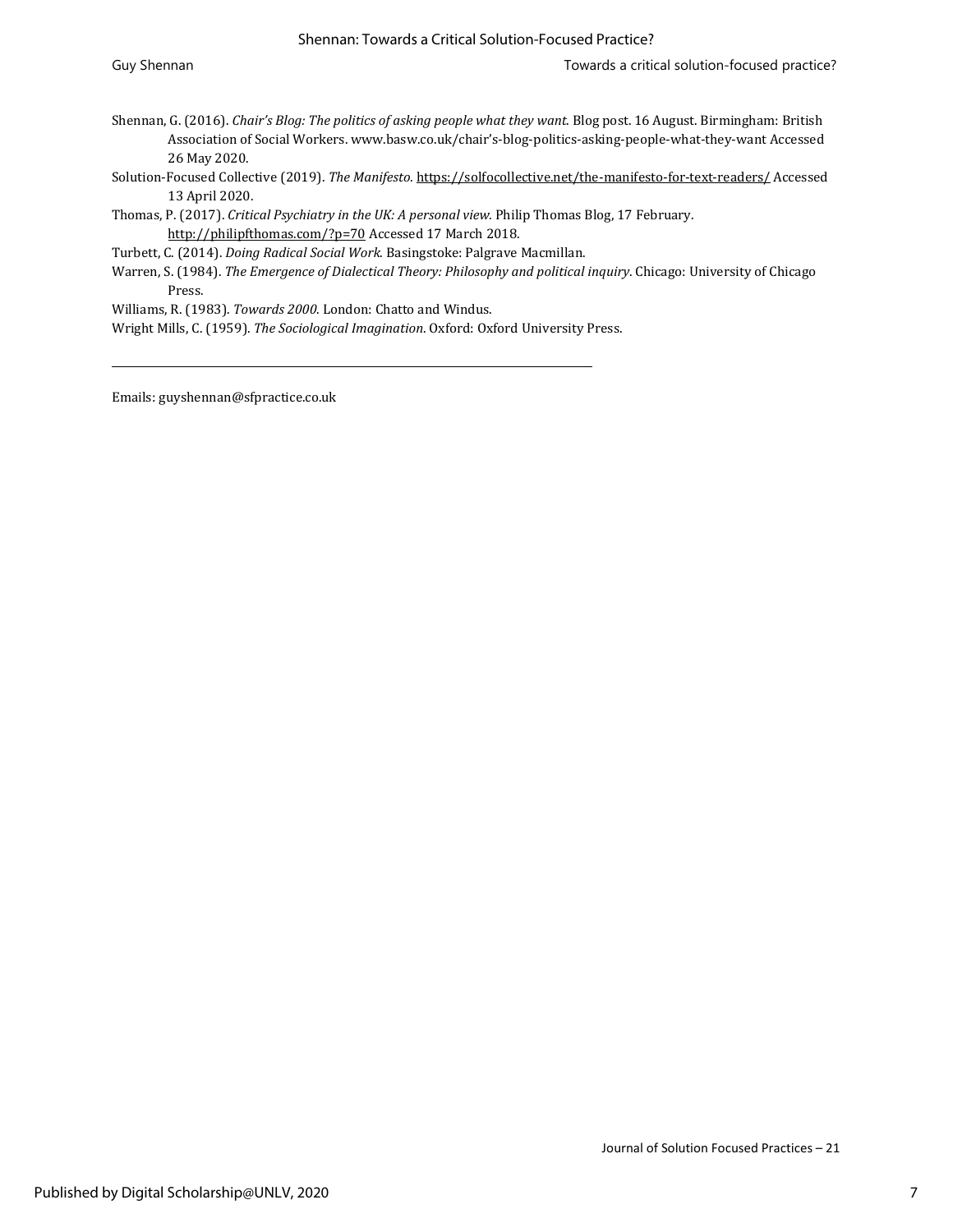Shennan, G. (2016). *Chair's Blog: The politics of asking people what they want.* Blog post. 16 August. Birmingham: British Association of Social Workers. www.basw.co.uk/chair's-blog-politics-asking-people-what-they-want Accessed 26 May 2020.

Solution-Focused Collective (2019). *The Manifesto.* https://solfocollective.net/the-manifesto-for-text-readers/ Accessed 13 April 2020.

Thomas, P. (2017). *Critical Psychiatry in the UK: A personal view.* Philip Thomas Blog, 17 February. http://philipfthomas.com/?p=70 Accessed 17 March 2018.

Turbett, C. (2014). *Doing Radical Social Work.* Basingstoke: Palgrave Macmillan.

Warren, S. (1984). *The Emergence of Dialectical Theory: Philosophy and political inquiry*. Chicago: University of Chicago Press.

Williams, R. (1983). *Towards 2000*. London: Chatto and Windus.

Wright Mills, C. (1959). *The Sociological Imagination*. Oxford: Oxford University Press.

---

Emails: guyshennan@sfpractice.co.uk